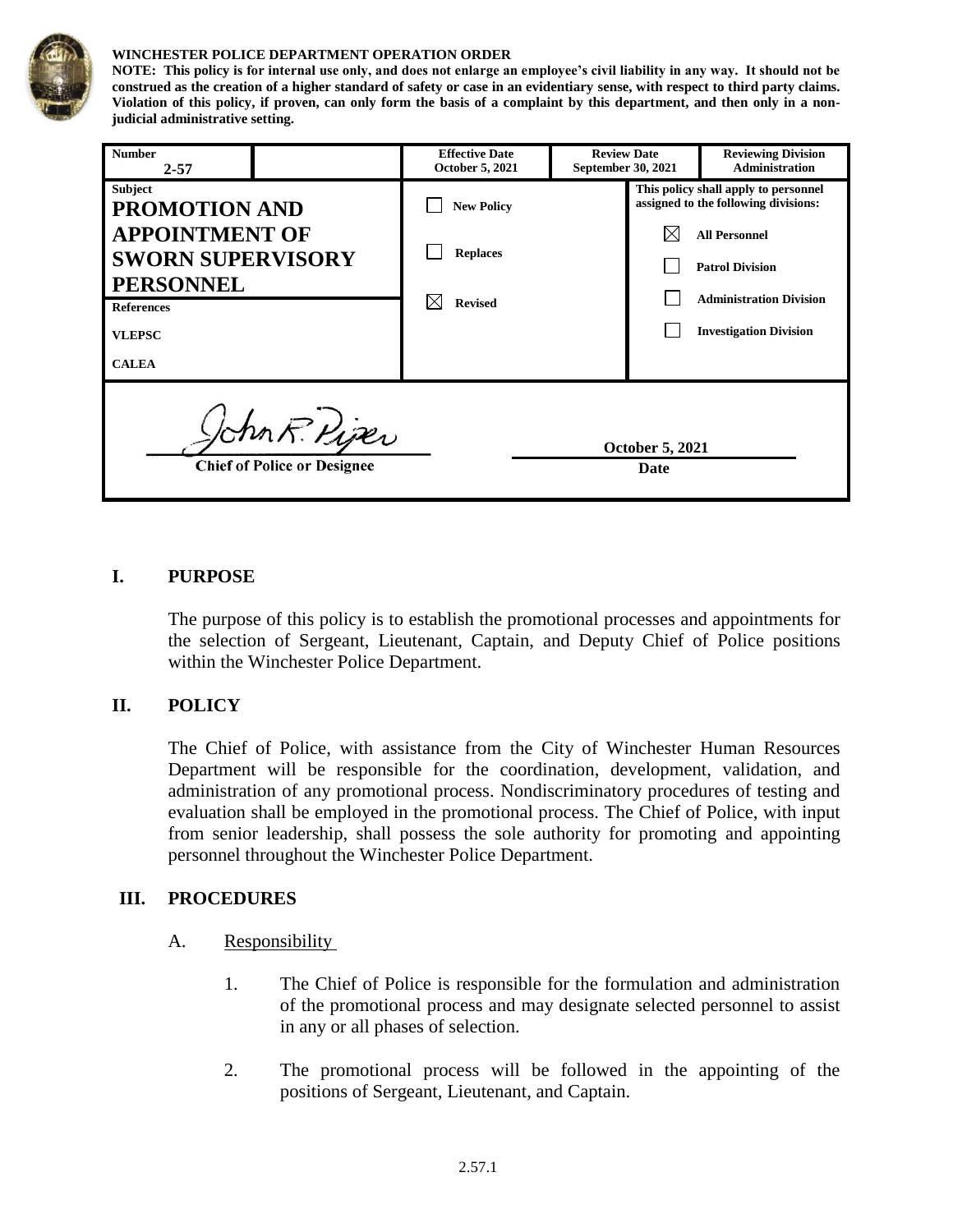**WINCHESTER POLICE DEPARTMENT OPERATION ORDER**

**NOTE: This policy is for internal use only, and does not enlarge an employee's civil liability in any way. It should not be construed as the creation of a higher standard of safety or case in an evidentiary sense, with respect to third party claims. Violation of this policy, if proven, can only form the basis of a complaint by this department, and then only in a non-judicial administrative setting.**

| **Number** 2-57 | | **Effective Date** October 5, 2021 | **Review Date** September 30, 2021 | **Reviewing Division** Administration |
|---|---|---|---|---|
| **Subject** **PROMOTION AND APPOINTMENT OF SWORN SUPERVISORY PERSONNEL** | | ☐ New Policy ☐ Replaces ☒ Revised | **This policy shall apply to personnel assigned to the following divisions:** ☒ All Personnel ☐ Patrol Division ☐ Administration Division ☐ Investigation Division | |
| **References** VLEPSC CALEA | | | | |

John R. Piper
Chief of Police or Designee

October 5, 2021
Date

## I. PURPOSE

The purpose of this policy is to establish the promotional processes and appointments for the selection of Sergeant, Lieutenant, Captain, and Deputy Chief of Police positions within the Winchester Police Department.

## II. POLICY

The Chief of Police, with assistance from the City of Winchester Human Resources Department will be responsible for the coordination, development, validation, and administration of any promotional process. Nondiscriminatory procedures of testing and evaluation shall be employed in the promotional process. The Chief of Police, with input from senior leadership, shall possess the sole authority for promoting and appointing personnel throughout the Winchester Police Department.

## III. PROCEDURES

A. Responsibility

1. The Chief of Police is responsible for the formulation and administration of the promotional process and may designate selected personnel to assist in any or all phases of selection.

2. The promotional process will be followed in the appointing of the positions of Sergeant, Lieutenant, and Captain.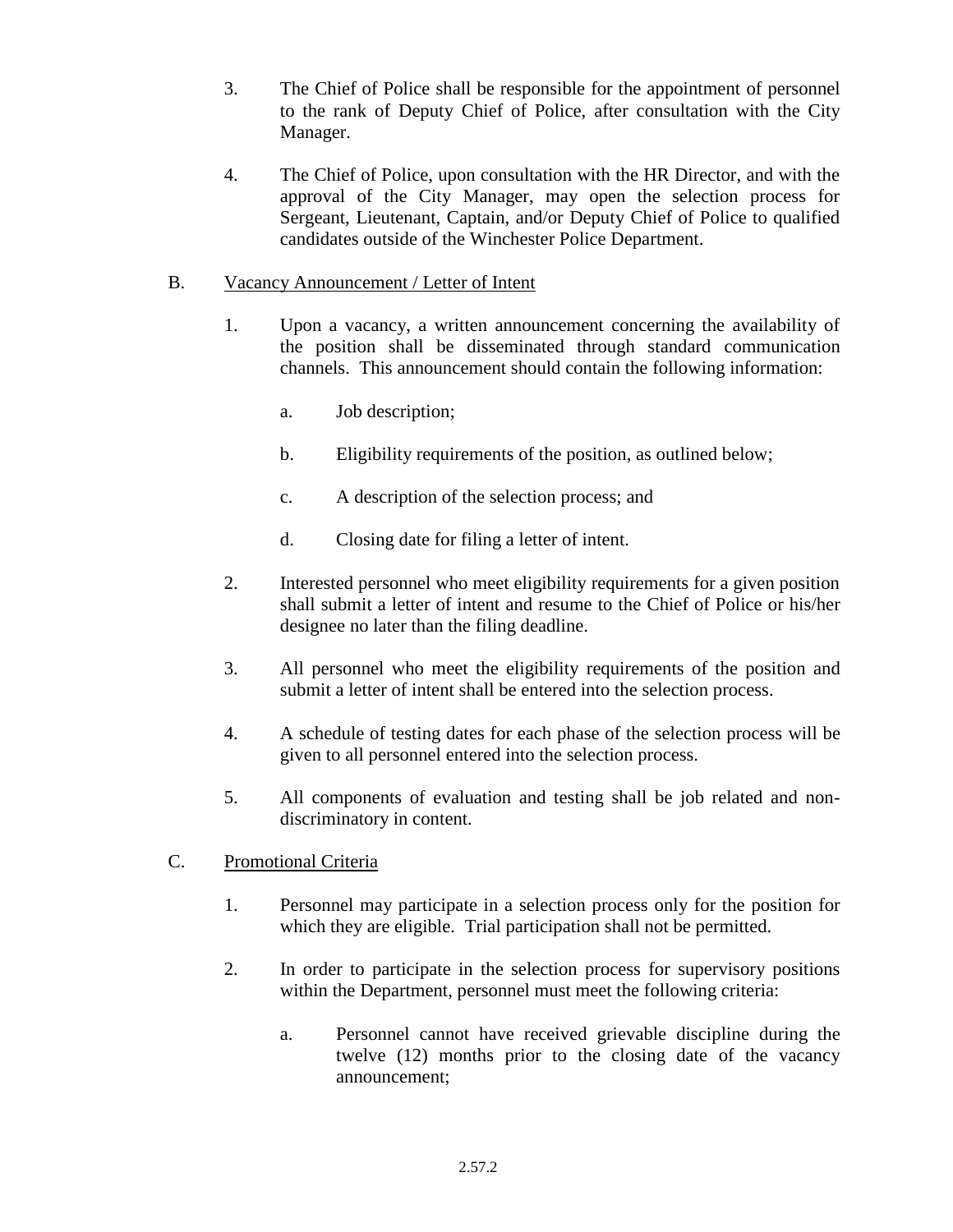3. The Chief of Police shall be responsible for the appointment of personnel to the rank of Deputy Chief of Police, after consultation with the City Manager.

4. The Chief of Police, upon consultation with the HR Director, and with the approval of the City Manager, may open the selection process for Sergeant, Lieutenant, Captain, and/or Deputy Chief of Police to qualified candidates outside of the Winchester Police Department.

B. <u>Vacancy Announcement / Letter of Intent</u>

1. Upon a vacancy, a written announcement concerning the availability of the position shall be disseminated through standard communication channels. This announcement should contain the following information:

   a. Job description;

   b. Eligibility requirements of the position, as outlined below;

   c. A description of the selection process; and

   d. Closing date for filing a letter of intent.

2. Interested personnel who meet eligibility requirements for a given position shall submit a letter of intent and resume to the Chief of Police or his/her designee no later than the filing deadline.

3. All personnel who meet the eligibility requirements of the position and submit a letter of intent shall be entered into the selection process.

4. A schedule of testing dates for each phase of the selection process will be given to all personnel entered into the selection process.

5. All components of evaluation and testing shall be job related and non-discriminatory in content.

C. <u>Promotional Criteria</u>

1. Personnel may participate in a selection process only for the position for which they are eligible. Trial participation shall not be permitted.

2. In order to participate in the selection process for supervisory positions within the Department, personnel must meet the following criteria:

   a. Personnel cannot have received grievable discipline during the twelve (12) months prior to the closing date of the vacancy announcement;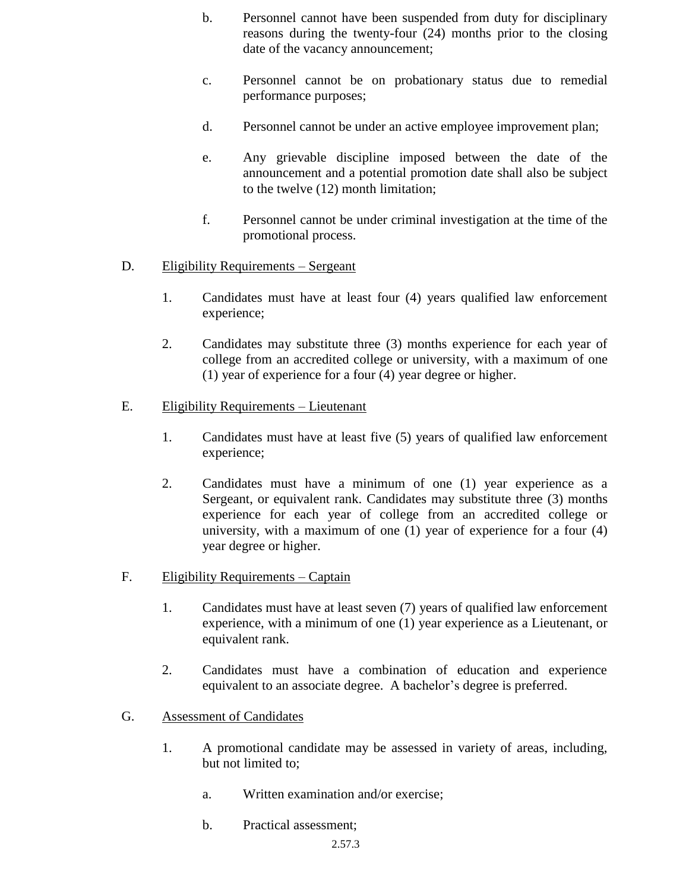b. Personnel cannot have been suspended from duty for disciplinary reasons during the twenty-four (24) months prior to the closing date of the vacancy announcement;

c. Personnel cannot be on probationary status due to remedial performance purposes;

d. Personnel cannot be under an active employee improvement plan;

e. Any grievable discipline imposed between the date of the announcement and a potential promotion date shall also be subject to the twelve (12) month limitation;

f. Personnel cannot be under criminal investigation at the time of the promotional process.

D. Eligibility Requirements – Sergeant

1. Candidates must have at least four (4) years qualified law enforcement experience;

2. Candidates may substitute three (3) months experience for each year of college from an accredited college or university, with a maximum of one (1) year of experience for a four (4) year degree or higher.

E. Eligibility Requirements – Lieutenant

1. Candidates must have at least five (5) years of qualified law enforcement experience;

2. Candidates must have a minimum of one (1) year experience as a Sergeant, or equivalent rank. Candidates may substitute three (3) months experience for each year of college from an accredited college or university, with a maximum of one (1) year of experience for a four (4) year degree or higher.

F. Eligibility Requirements – Captain

1. Candidates must have at least seven (7) years of qualified law enforcement experience, with a minimum of one (1) year experience as a Lieutenant, or equivalent rank.

2. Candidates must have a combination of education and experience equivalent to an associate degree. A bachelor's degree is preferred.

G. Assessment of Candidates

1. A promotional candidate may be assessed in variety of areas, including, but not limited to;

   a. Written examination and/or exercise;

   b. Practical assessment;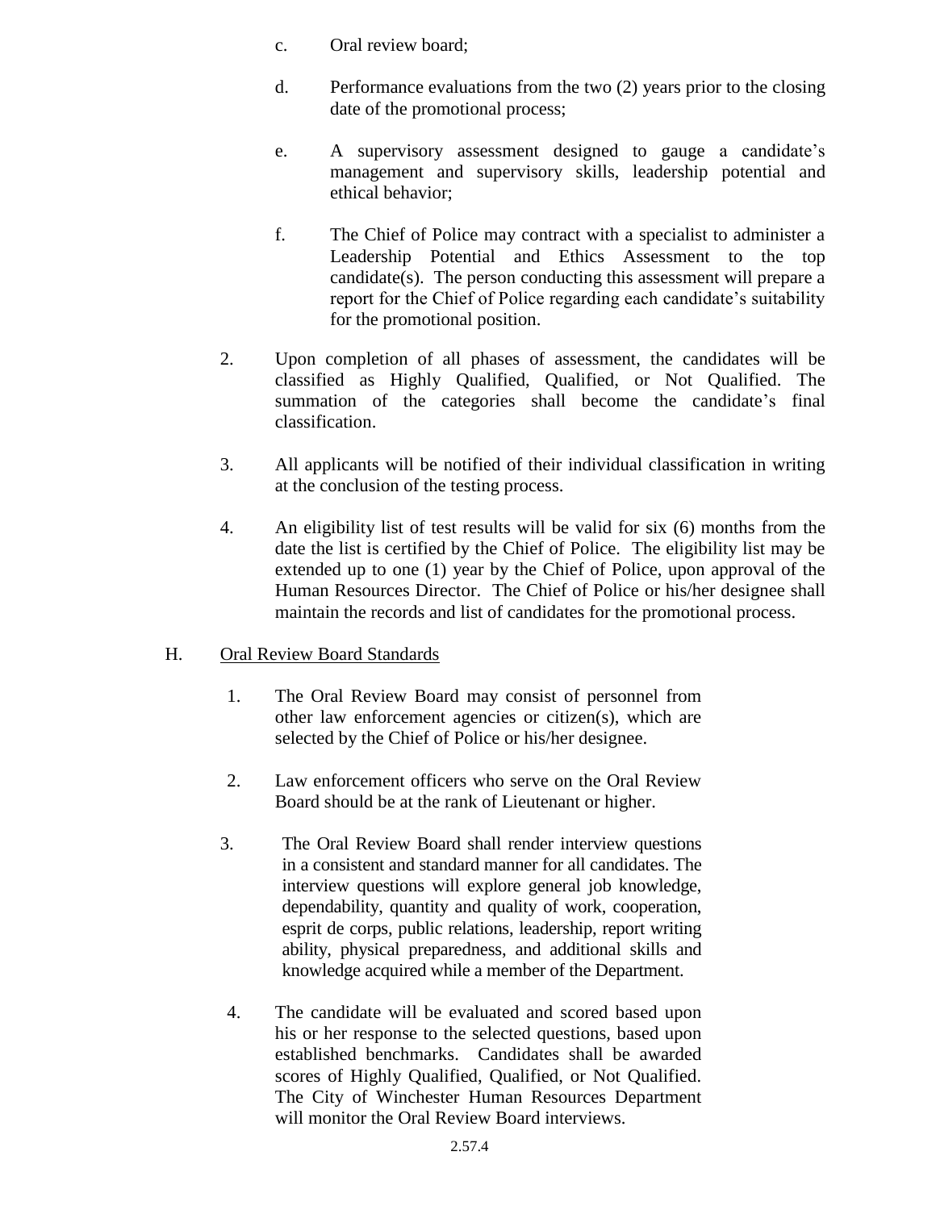c. Oral review board;

d. Performance evaluations from the two (2) years prior to the closing date of the promotional process;

e. A supervisory assessment designed to gauge a candidate's management and supervisory skills, leadership potential and ethical behavior;

f. The Chief of Police may contract with a specialist to administer a Leadership Potential and Ethics Assessment to the top candidate(s). The person conducting this assessment will prepare a report for the Chief of Police regarding each candidate's suitability for the promotional position.

2. Upon completion of all phases of assessment, the candidates will be classified as Highly Qualified, Qualified, or Not Qualified. The summation of the categories shall become the candidate's final classification.

3. All applicants will be notified of their individual classification in writing at the conclusion of the testing process.

4. An eligibility list of test results will be valid for six (6) months from the date the list is certified by the Chief of Police. The eligibility list may be extended up to one (1) year by the Chief of Police, upon approval of the Human Resources Director. The Chief of Police or his/her designee shall maintain the records and list of candidates for the promotional process.

H. Oral Review Board Standards

1. The Oral Review Board may consist of personnel from other law enforcement agencies or citizen(s), which are selected by the Chief of Police or his/her designee.

2. Law enforcement officers who serve on the Oral Review Board should be at the rank of Lieutenant or higher.

3. The Oral Review Board shall render interview questions in a consistent and standard manner for all candidates. The interview questions will explore general job knowledge, dependability, quantity and quality of work, cooperation, esprit de corps, public relations, leadership, report writing ability, physical preparedness, and additional skills and knowledge acquired while a member of the Department.

4. The candidate will be evaluated and scored based upon his or her response to the selected questions, based upon established benchmarks. Candidates shall be awarded scores of Highly Qualified, Qualified, or Not Qualified. The City of Winchester Human Resources Department will monitor the Oral Review Board interviews.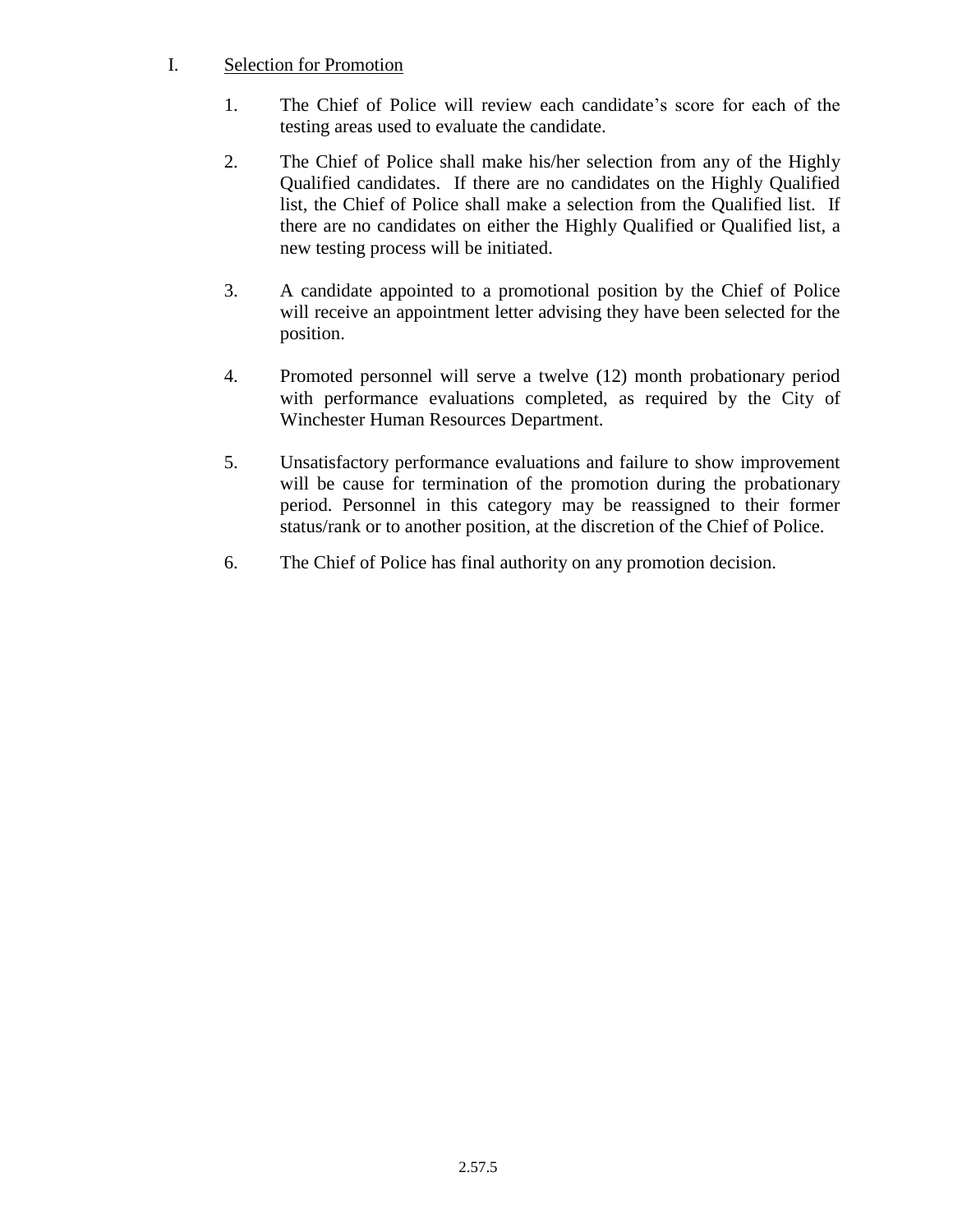## I. Selection for Promotion

1. The Chief of Police will review each candidate's score for each of the testing areas used to evaluate the candidate.

2. The Chief of Police shall make his/her selection from any of the Highly Qualified candidates. If there are no candidates on the Highly Qualified list, the Chief of Police shall make a selection from the Qualified list. If there are no candidates on either the Highly Qualified or Qualified list, a new testing process will be initiated.

3. A candidate appointed to a promotional position by the Chief of Police will receive an appointment letter advising they have been selected for the position.

4. Promoted personnel will serve a twelve (12) month probationary period with performance evaluations completed, as required by the City of Winchester Human Resources Department.

5. Unsatisfactory performance evaluations and failure to show improvement will be cause for termination of the promotion during the probationary period. Personnel in this category may be reassigned to their former status/rank or to another position, at the discretion of the Chief of Police.

6. The Chief of Police has final authority on any promotion decision.